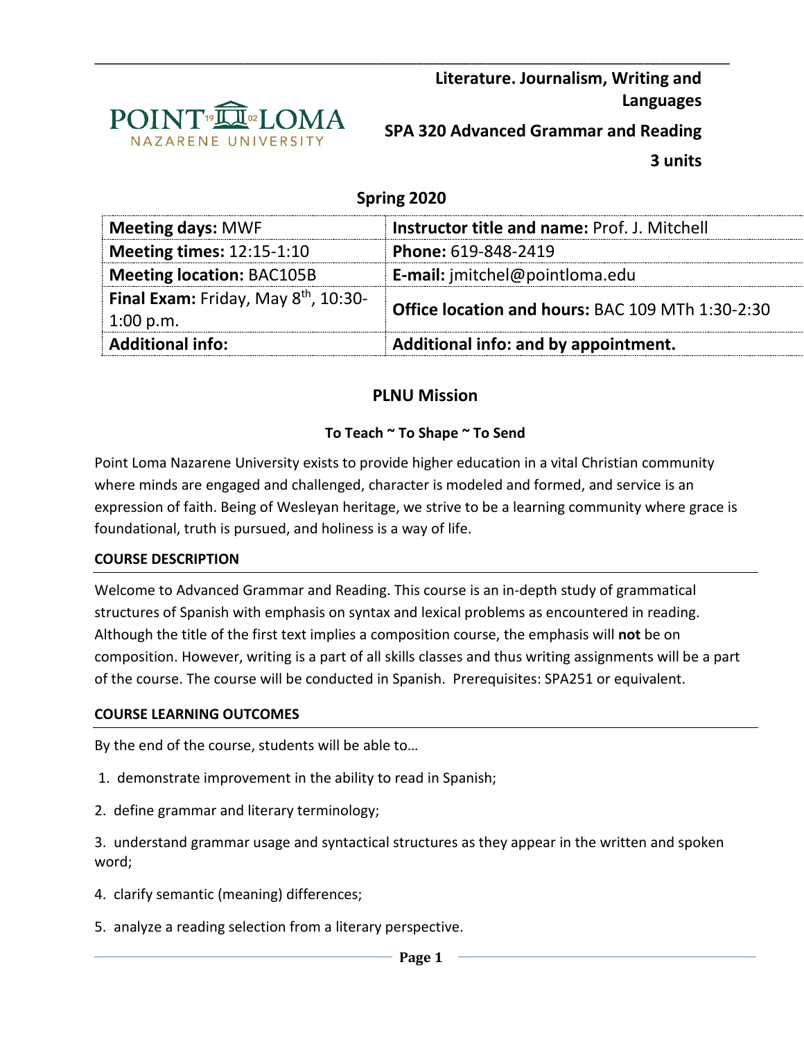**Literature. Journalism, Writing and Languages**

**SPA 320 Advanced Grammar and Reading**

**3 units**

**Spring 2020**

| **Meeting days:** MWF | **Instructor title and name:** Prof. J. Mitchell |
|---|---|
| **Meeting times:** 12:15-1:10 | **Phone:** 619-848-2419 |
| **Meeting location:** BAC105B | **E-mail:** jmitchel@pointloma.edu |
| **Final Exam:** Friday, May 8th, 10:30-1:00 p.m. | **Office location and hours:** BAC 109 MTh 1:30-2:30 |
| **Additional info:** | **Additional info: and by appointment.** |

## PLNU Mission

### To Teach ~ To Shape ~ To Send

Point Loma Nazarene University exists to provide higher education in a vital Christian community where minds are engaged and challenged, character is modeled and formed, and service is an expression of faith. Being of Wesleyan heritage, we strive to be a learning community where grace is foundational, truth is pursued, and holiness is a way of life.

**COURSE DESCRIPTION**

Welcome to Advanced Grammar and Reading. This course is an in-depth study of grammatical structures of Spanish with emphasis on syntax and lexical problems as encountered in reading. Although the title of the first text implies a composition course, the emphasis will **not** be on composition. However, writing is a part of all skills classes and thus writing assignments will be a part of the course. The course will be conducted in Spanish. Prerequisites: SPA251 or equivalent.

**COURSE LEARNING OUTCOMES**

By the end of the course, students will be able to…

1. demonstrate improvement in the ability to read in Spanish;
2. define grammar and literary terminology;
3. understand grammar usage and syntactical structures as they appear in the written and spoken word;
4. clarify semantic (meaning) differences;
5. analyze a reading selection from a literary perspective.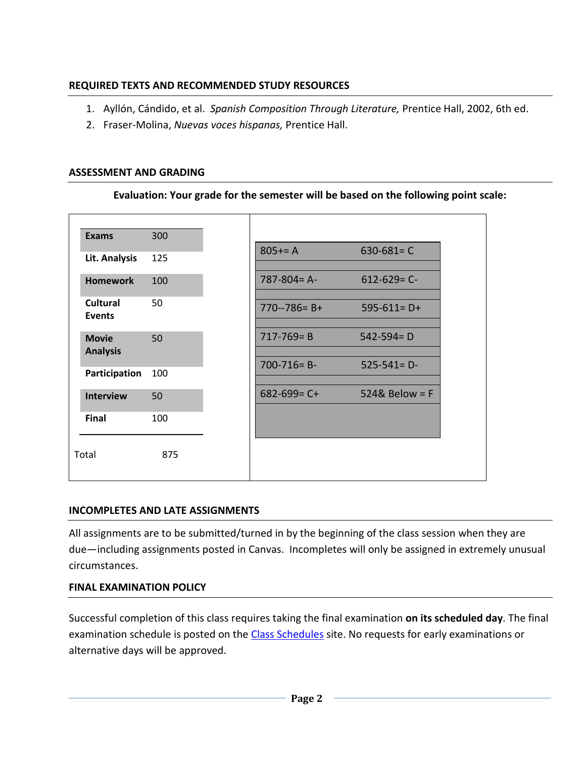## REQUIRED TEXTS AND RECOMMENDED STUDY RESOURCES

1. Ayllón, Cándido, et al. *Spanish Composition Through Literature,* Prentice Hall, 2002, 6th ed.
2. Fraser-Molina, *Nuevas voces hispanas,* Prentice Hall.

## ASSESSMENT AND GRADING

**Evaluation: Your grade for the semester will be based on the following point scale:**

| Component | Points |
|---|---|
| **Exams** | 300 |
| **Lit. Analysis** | 125 |
| **Homework** | 100 |
| **Cultural Events** | 50 |
| **Movie Analysis** | 50 |
| **Participation** | 100 |
| **Interview** | 50 |
| **Final** | 100 |
| Total | 875 |

| | |
|---|---|
| 805+= A | 630-681= C |
| 787-804= A- | 612-629= C- |
| 770--786= B+ | 595-611= D+ |
| 717-769= B | 542-594= D |
| 700-716= B- | 525-541= D- |
| 682-699= C+ | 524& Below = F |

## INCOMPLETES AND LATE ASSIGNMENTS

All assignments are to be submitted/turned in by the beginning of the class session when they are due—including assignments posted in Canvas. Incompletes will only be assigned in extremely unusual circumstances.

## FINAL EXAMINATION POLICY

Successful completion of this class requires taking the final examination **on its scheduled day**. The final examination schedule is posted on the Class Schedules site. No requests for early examinations or alternative days will be approved.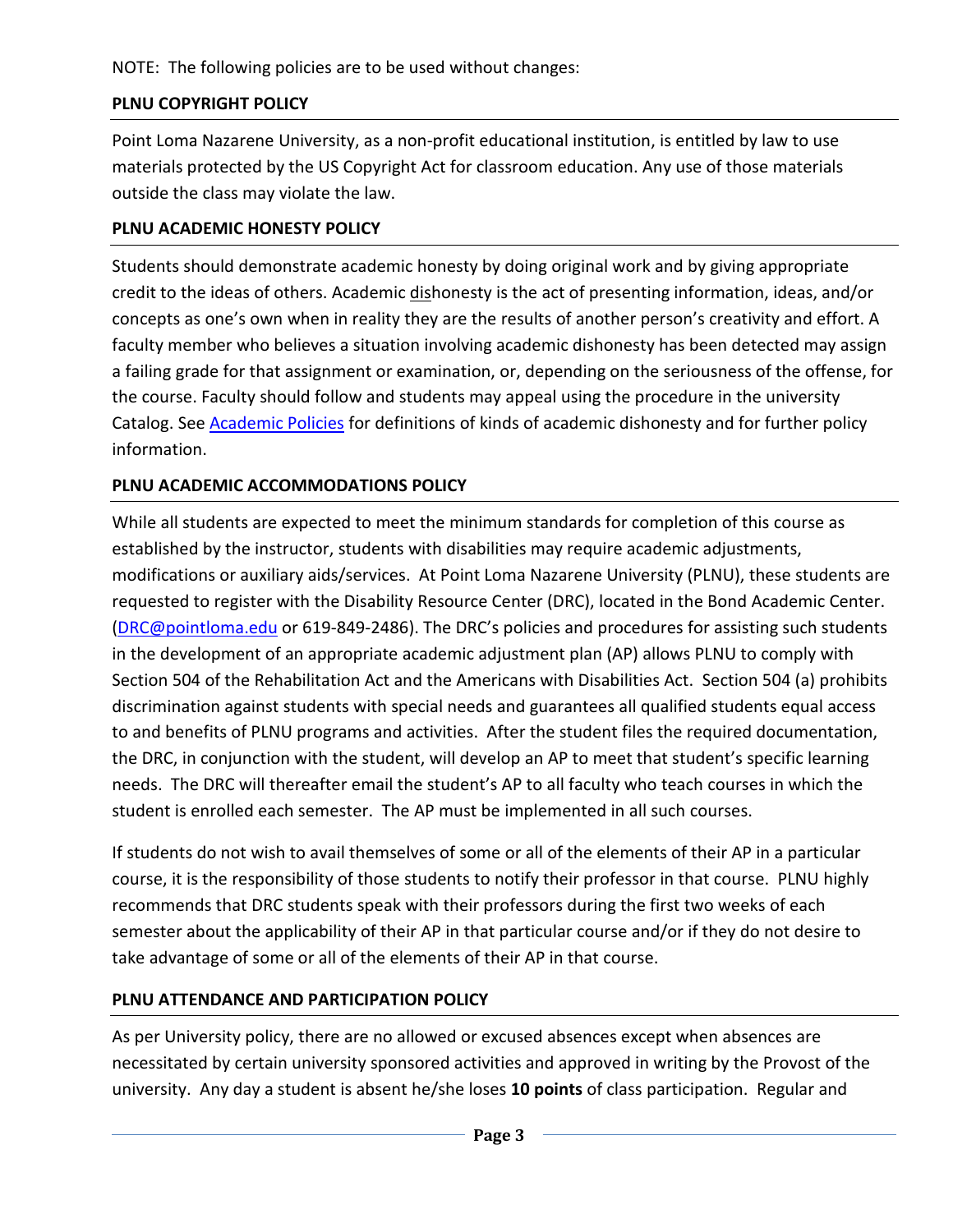NOTE: The following policies are to be used without changes:

## PLNU COPYRIGHT POLICY

Point Loma Nazarene University, as a non-profit educational institution, is entitled by law to use materials protected by the US Copyright Act for classroom education. Any use of those materials outside the class may violate the law.

## PLNU ACADEMIC HONESTY POLICY

Students should demonstrate academic honesty by doing original work and by giving appropriate credit to the ideas of others. Academic dishonesty is the act of presenting information, ideas, and/or concepts as one's own when in reality they are the results of another person's creativity and effort. A faculty member who believes a situation involving academic dishonesty has been detected may assign a failing grade for that assignment or examination, or, depending on the seriousness of the offense, for the course. Faculty should follow and students may appeal using the procedure in the university Catalog. See [Academic Policies] for definitions of kinds of academic dishonesty and for further policy information.

## PLNU ACADEMIC ACCOMMODATIONS POLICY

While all students are expected to meet the minimum standards for completion of this course as established by the instructor, students with disabilities may require academic adjustments, modifications or auxiliary aids/services. At Point Loma Nazarene University (PLNU), these students are requested to register with the Disability Resource Center (DRC), located in the Bond Academic Center. (DRC@pointloma.edu or 619-849-2486). The DRC's policies and procedures for assisting such students in the development of an appropriate academic adjustment plan (AP) allows PLNU to comply with Section 504 of the Rehabilitation Act and the Americans with Disabilities Act. Section 504 (a) prohibits discrimination against students with special needs and guarantees all qualified students equal access to and benefits of PLNU programs and activities. After the student files the required documentation, the DRC, in conjunction with the student, will develop an AP to meet that student's specific learning needs. The DRC will thereafter email the student's AP to all faculty who teach courses in which the student is enrolled each semester. The AP must be implemented in all such courses.

If students do not wish to avail themselves of some or all of the elements of their AP in a particular course, it is the responsibility of those students to notify their professor in that course. PLNU highly recommends that DRC students speak with their professors during the first two weeks of each semester about the applicability of their AP in that particular course and/or if they do not desire to take advantage of some or all of the elements of their AP in that course.

## PLNU ATTENDANCE AND PARTICIPATION POLICY

As per University policy, there are no allowed or excused absences except when absences are necessitated by certain university sponsored activities and approved in writing by the Provost of the university. Any day a student is absent he/she loses **10 points** of class participation. Regular and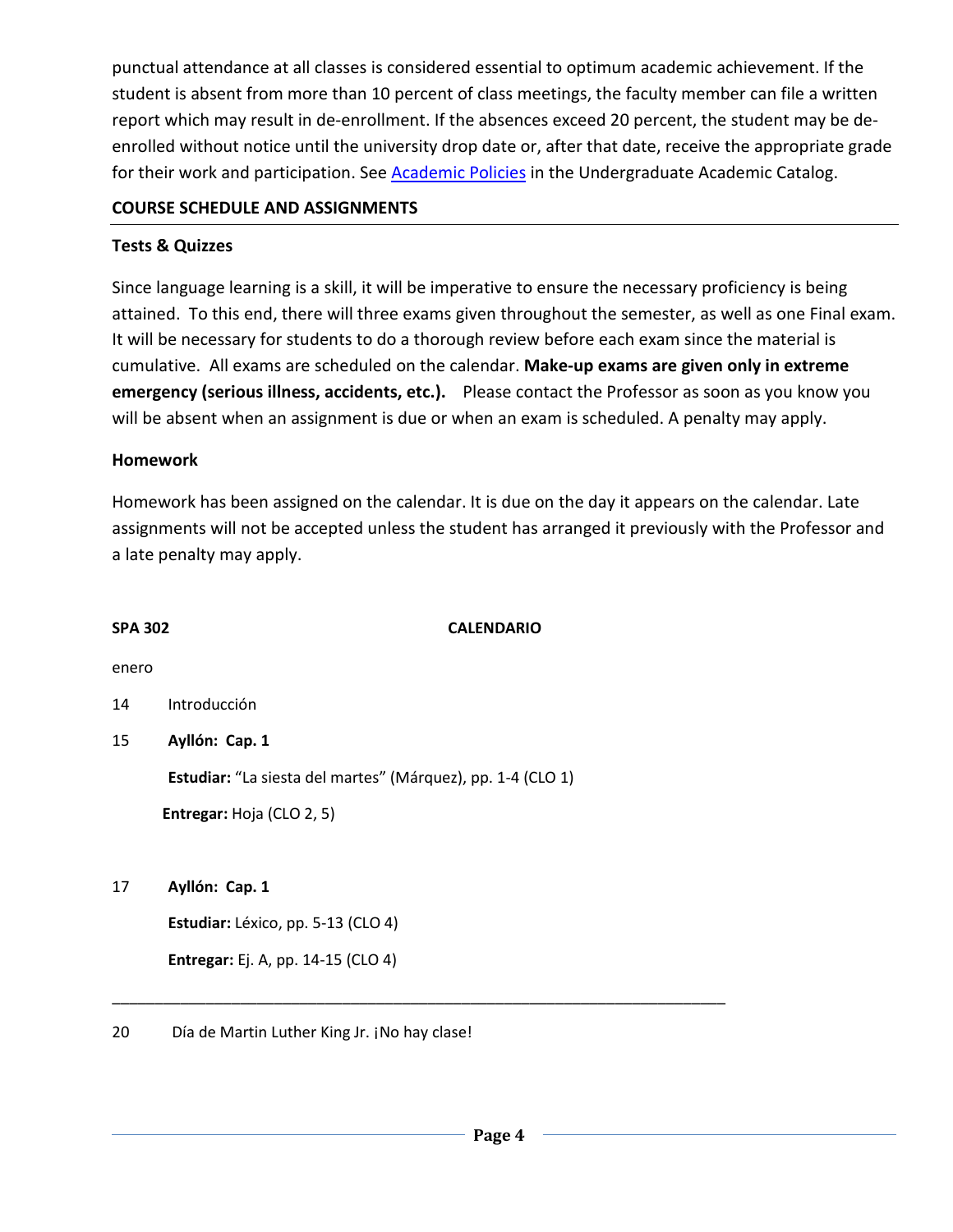punctual attendance at all classes is considered essential to optimum academic achievement. If the student is absent from more than 10 percent of class meetings, the faculty member can file a written report which may result in de-enrollment. If the absences exceed 20 percent, the student may be de-enrolled without notice until the university drop date or, after that date, receive the appropriate grade for their work and participation. See [Academic Policies] in the Undergraduate Academic Catalog.

## COURSE SCHEDULE AND ASSIGNMENTS

### Tests & Quizzes

Since language learning is a skill, it will be imperative to ensure the necessary proficiency is being attained. To this end, there will three exams given throughout the semester, as well as one Final exam. It will be necessary for students to do a thorough review before each exam since the material is cumulative. All exams are scheduled on the calendar. **Make-up exams are given only in extreme emergency (serious illness, accidents, etc.).** Please contact the Professor as soon as you know you will be absent when an assignment is due or when an exam is scheduled. A penalty may apply.

### Homework

Homework has been assigned on the calendar. It is due on the day it appears on the calendar. Late assignments will not be accepted unless the student has arranged it previously with the Professor and a late penalty may apply.

**SPA 302** **CALENDARIO**

enero

14 Introducción

15 **Ayllón: Cap. 1**

**Estudiar:** "La siesta del martes" (Márquez), pp. 1-4 (CLO 1)

**Entregar:** Hoja (CLO 2, 5)

17 **Ayllón: Cap. 1**

**Estudiar:** Léxico, pp. 5-13 (CLO 4)

**Entregar:** Ej. A, pp. 14-15 (CLO 4)

---

20 Día de Martin Luther King Jr. ¡No hay clase!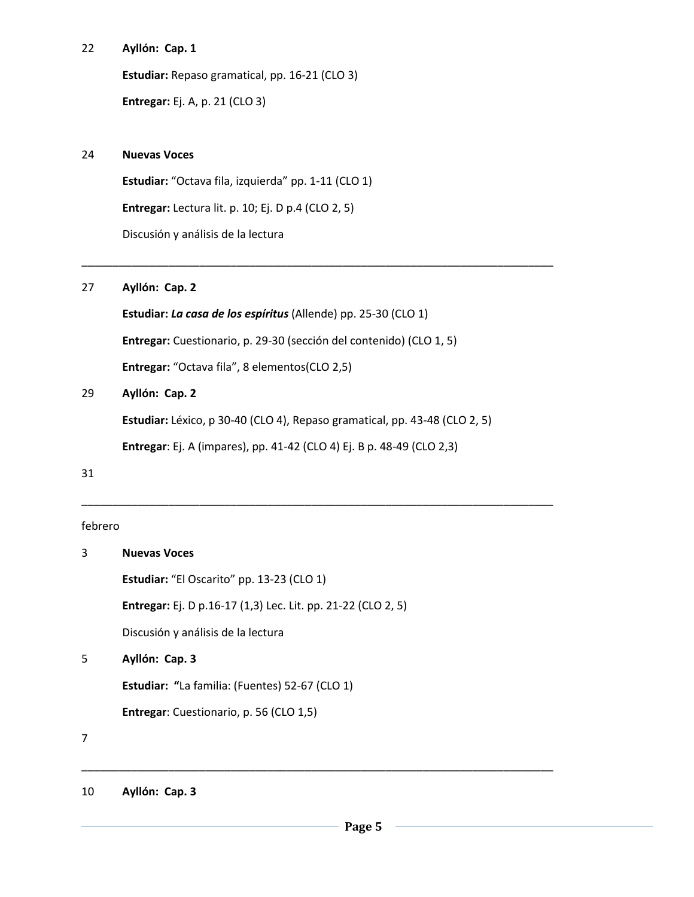22 **Ayllón: Cap. 1**

**Estudiar:** Repaso gramatical, pp. 16-21 (CLO 3)

**Entregar:** Ej. A, p. 21 (CLO 3)

24 **Nuevas Voces**

**Estudiar:** "Octava fila, izquierda" pp. 1-11 (CLO 1)

**Entregar:** Lectura lit. p. 10; Ej. D p.4 (CLO 2, 5)

Discusión y análisis de la lectura

---

27 **Ayllón: Cap. 2**

**Estudiar:** ***La casa de los espíritus*** (Allende) pp. 25-30 (CLO 1)

**Entregar:** Cuestionario, p. 29-30 (sección del contenido) (CLO 1, 5)

**Entregar:** "Octava fila", 8 elementos(CLO 2,5)

29 **Ayllón: Cap. 2**

**Estudiar:** Léxico, p 30-40 (CLO 4), Repaso gramatical, pp. 43-48 (CLO 2, 5)

**Entregar**: Ej. A (impares), pp. 41-42 (CLO 4) Ej. B p. 48-49 (CLO 2,3)

31

---

febrero

3 **Nuevas Voces**

**Estudiar:** "El Oscarito" pp. 13-23 (CLO 1)

**Entregar:** Ej. D p.16-17 (1,3) Lec. Lit. pp. 21-22 (CLO 2, 5)

Discusión y análisis de la lectura

5 **Ayllón: Cap. 3**

**Estudiar: "**La familia: (Fuentes) 52-67 (CLO 1)

**Entregar**: Cuestionario, p. 56 (CLO 1,5)

7

---

10 **Ayllón: Cap. 3**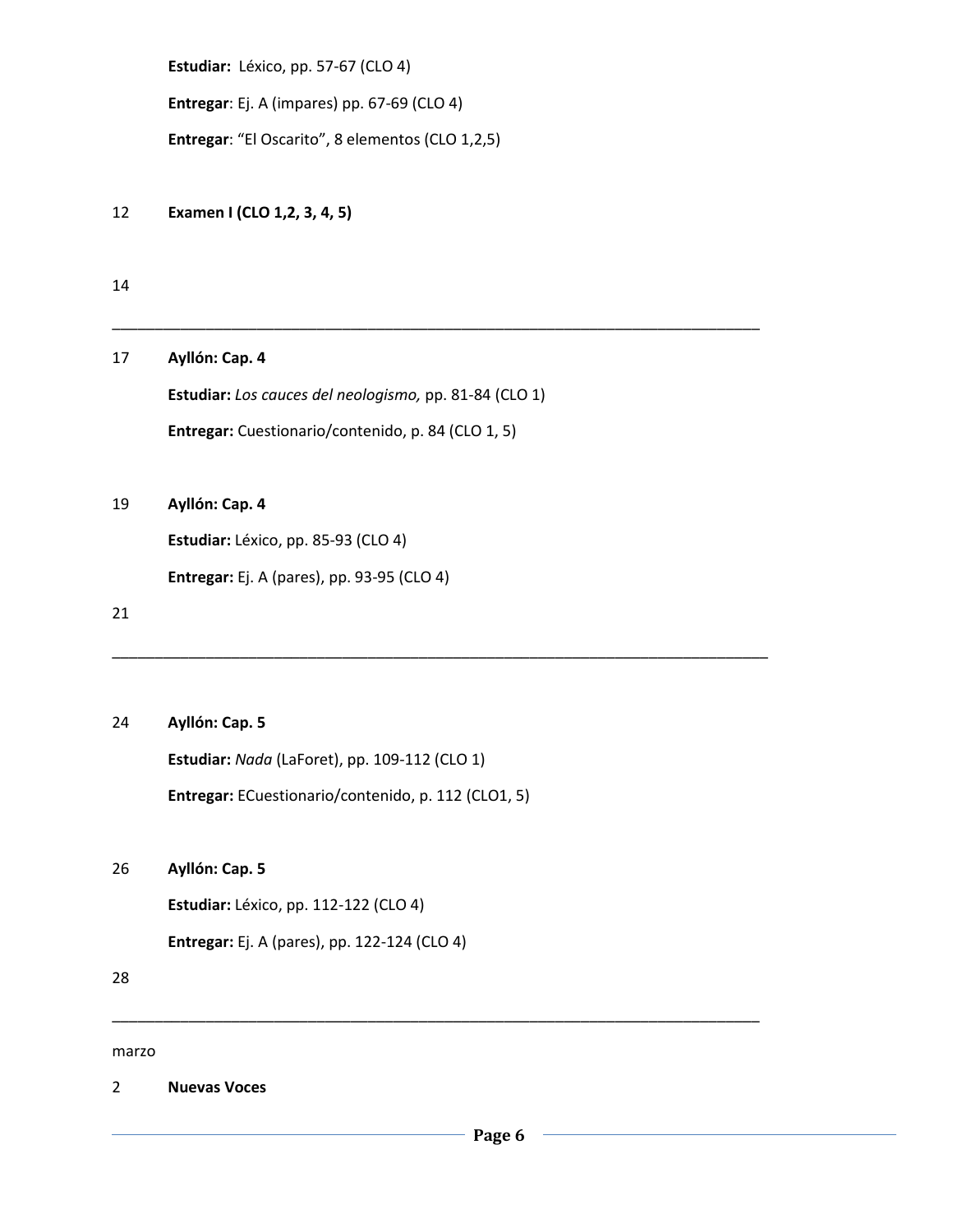**Estudiar:** Léxico, pp. 57-67 (CLO 4)

**Entregar**: Ej. A (impares) pp. 67-69 (CLO 4)

**Entregar**: "El Oscarito", 8 elementos (CLO 1,2,5)

12 **Examen I (CLO 1,2, 3, 4, 5)**

14

---

17 **Ayllón: Cap. 4**

**Estudiar:** *Los cauces del neologismo,* pp. 81-84 (CLO 1)

**Entregar:** Cuestionario/contenido, p. 84 (CLO 1, 5)

19 **Ayllón: Cap. 4**

**Estudiar:** Léxico, pp. 85-93 (CLO 4)

**Entregar:** Ej. A (pares), pp. 93-95 (CLO 4)

21

---

24 **Ayllón: Cap. 5**

**Estudiar:** *Nada* (LaForet), pp. 109-112 (CLO 1)

**Entregar:** ECuestionario/contenido, p. 112 (CLO1, 5)

26 **Ayllón: Cap. 5**

**Estudiar:** Léxico, pp. 112-122 (CLO 4)

**Entregar:** Ej. A (pares), pp. 122-124 (CLO 4)

28

---

marzo

2 **Nuevas Voces**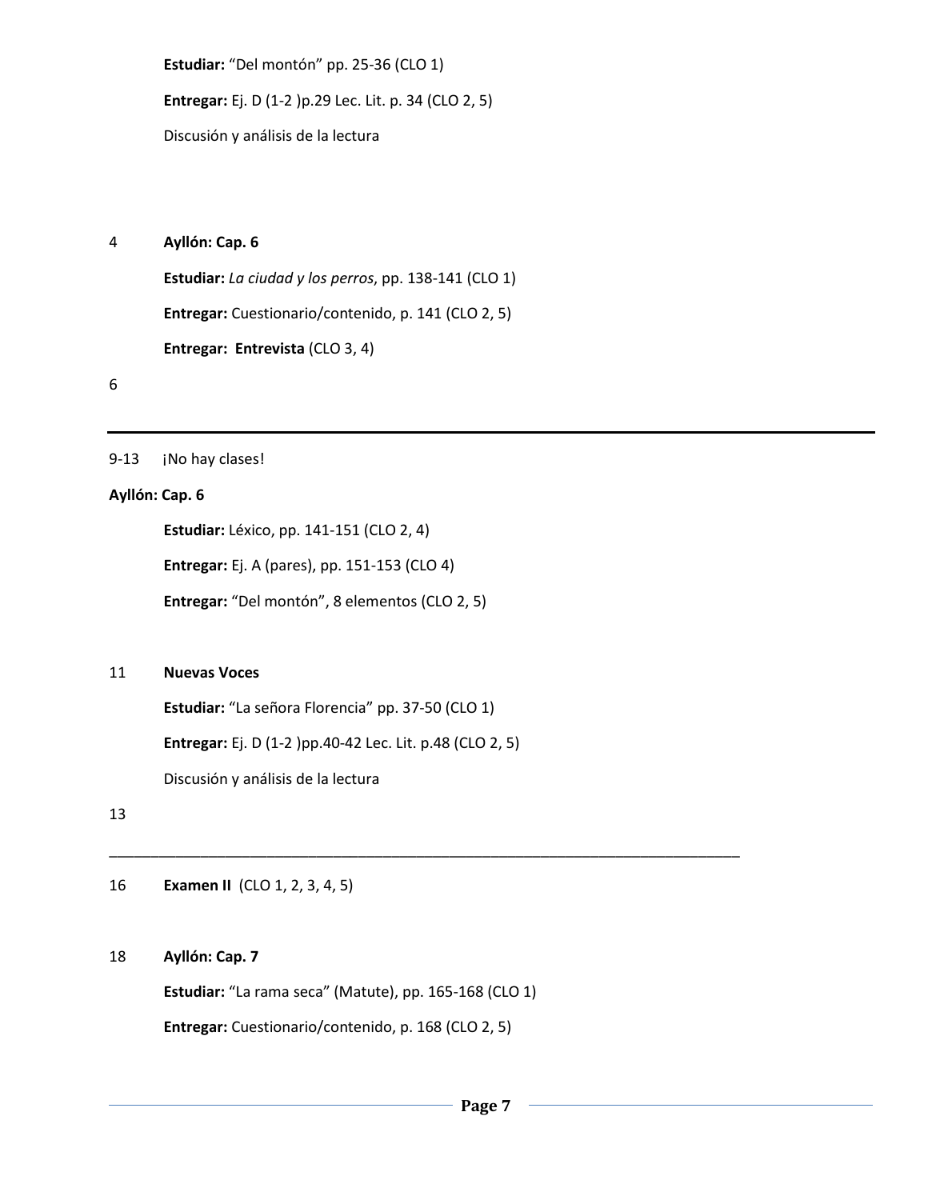**Estudiar:** "Del montón" pp. 25-36 (CLO 1)

**Entregar:** Ej. D (1-2 )p.29 Lec. Lit. p. 34 (CLO 2, 5)

Discusión y análisis de la lectura

4 **Ayllón: Cap. 6**

**Estudiar:** *La ciudad y los perros*, pp. 138-141 (CLO 1)

**Entregar:** Cuestionario/contenido, p. 141 (CLO 2, 5)

**Entregar: Entrevista** (CLO 3, 4)

6

---

9-13 ¡No hay clases!

**Ayllón: Cap. 6**

**Estudiar:** Léxico, pp. 141-151 (CLO 2, 4)

**Entregar:** Ej. A (pares), pp. 151-153 (CLO 4)

**Entregar:** "Del montón", 8 elementos (CLO 2, 5)

11 **Nuevas Voces**

**Estudiar:** "La señora Florencia" pp. 37-50 (CLO 1)

**Entregar:** Ej. D (1-2 )pp.40-42 Lec. Lit. p.48 (CLO 2, 5)

Discusión y análisis de la lectura

13

---

16 **Examen II** (CLO 1, 2, 3, 4, 5)

18 **Ayllón: Cap. 7**

**Estudiar:** "La rama seca" (Matute), pp. 165-168 (CLO 1)

**Entregar:** Cuestionario/contenido, p. 168 (CLO 2, 5)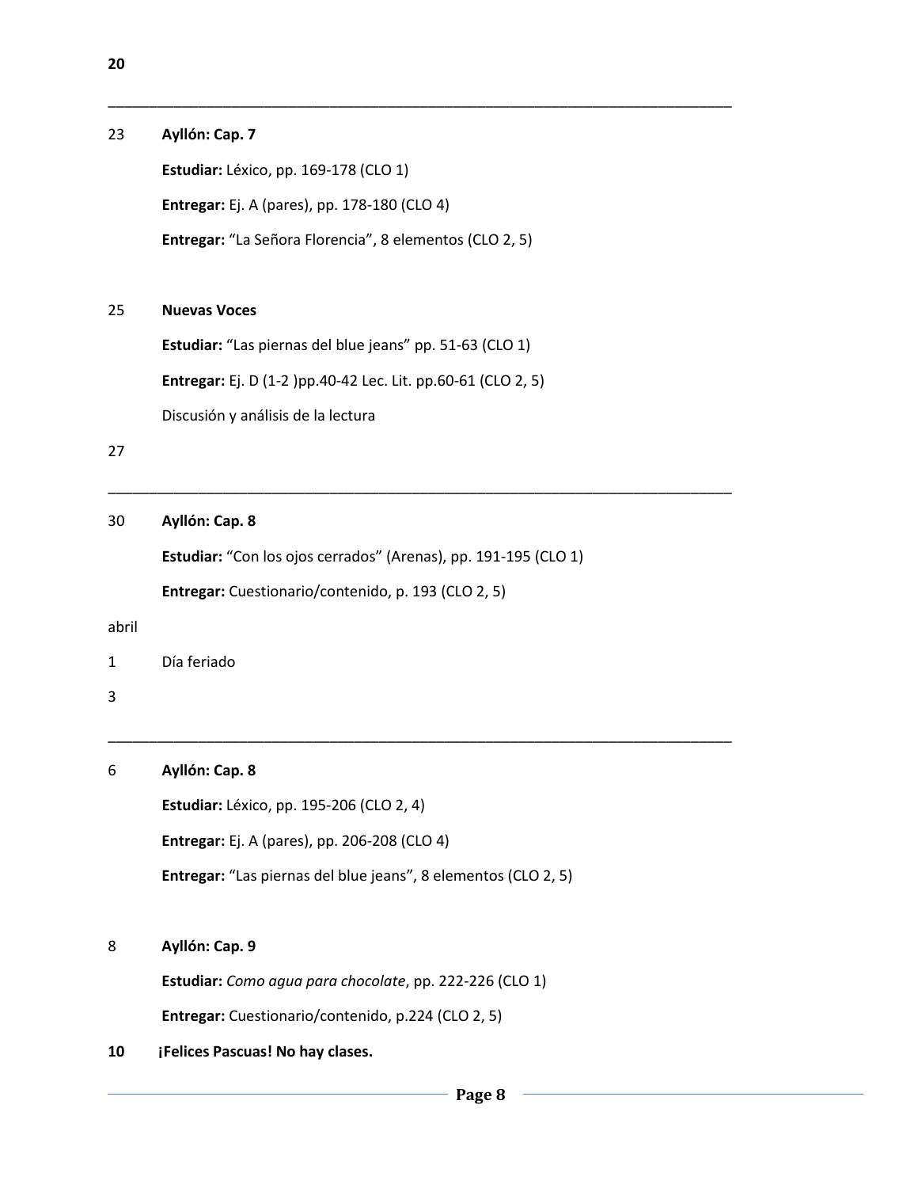**20**

---

23 **Ayllón: Cap. 7**

**Estudiar:** Léxico, pp. 169-178 (CLO 1)

**Entregar:** Ej. A (pares), pp. 178-180 (CLO 4)

**Entregar:** "La Señora Florencia", 8 elementos (CLO 2, 5)

25 **Nuevas Voces**

**Estudiar:** "Las piernas del blue jeans" pp. 51-63 (CLO 1)

**Entregar:** Ej. D (1-2 )pp.40-42 Lec. Lit. pp.60-61 (CLO 2, 5)

Discusión y análisis de la lectura

27

---

30 **Ayllón: Cap. 8**

**Estudiar:** "Con los ojos cerrados" (Arenas), pp. 191-195 (CLO 1)

**Entregar:** Cuestionario/contenido, p. 193 (CLO 2, 5)

abril

1 Día feriado

3

---

6 **Ayllón: Cap. 8**

**Estudiar:** Léxico, pp. 195-206 (CLO 2, 4)

**Entregar:** Ej. A (pares), pp. 206-208 (CLO 4)

**Entregar:** "Las piernas del blue jeans", 8 elementos (CLO 2, 5)

8 **Ayllón: Cap. 9**

**Estudiar:** *Como agua para chocolate*, pp. 222-226 (CLO 1)

**Entregar:** Cuestionario/contenido, p.224 (CLO 2, 5)

**10 ¡Felices Pascuas! No hay clases.**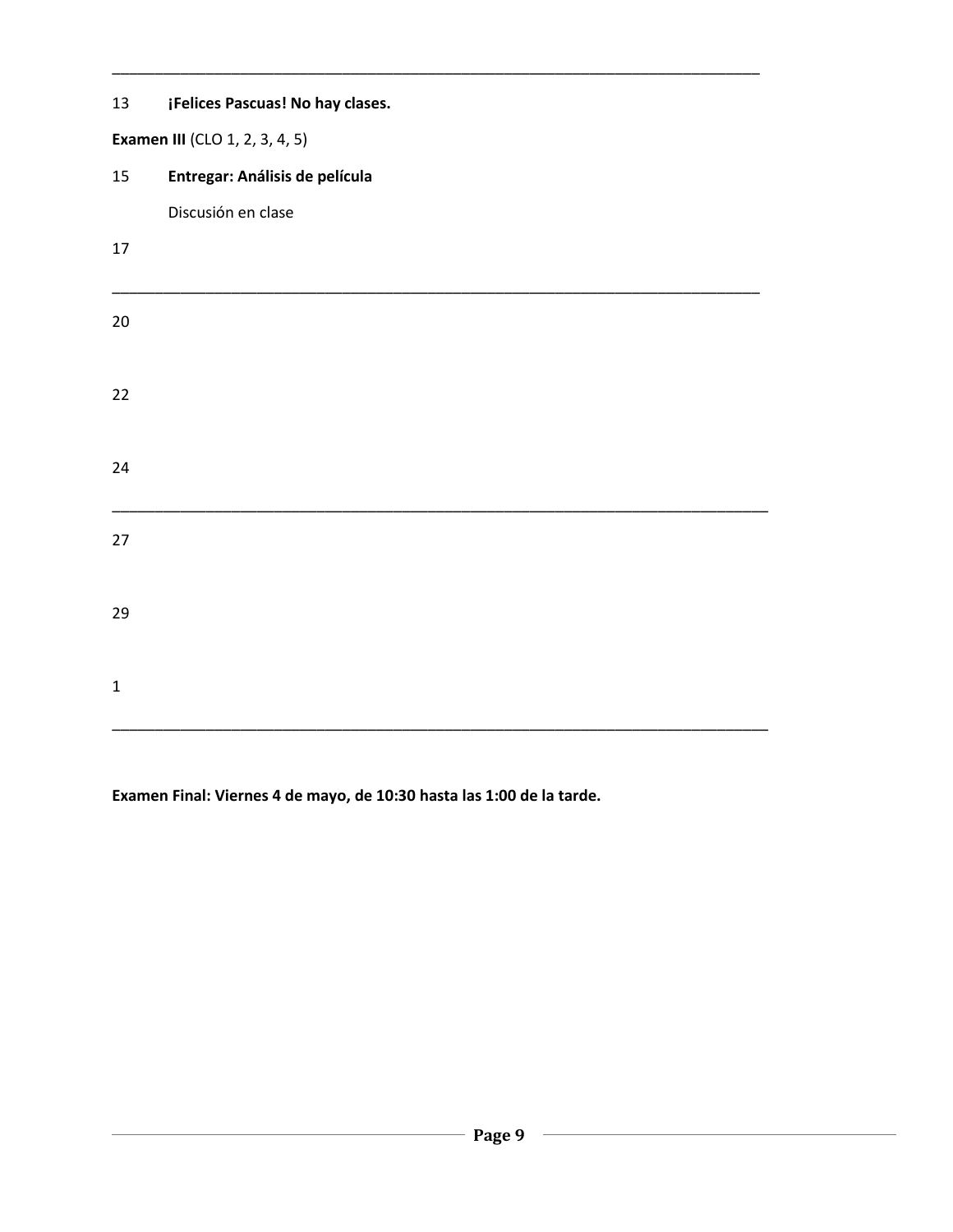---

13 **¡Felices Pascuas! No hay clases.**

**Examen III** (CLO 1, 2, 3, 4, 5)

15 **Entregar: Análisis de película**

Discusión en clase

17

---

20

22

24

---

27

29

1

---

**Examen Final: Viernes 4 de mayo, de 10:30 hasta las 1:00 de la tarde.**